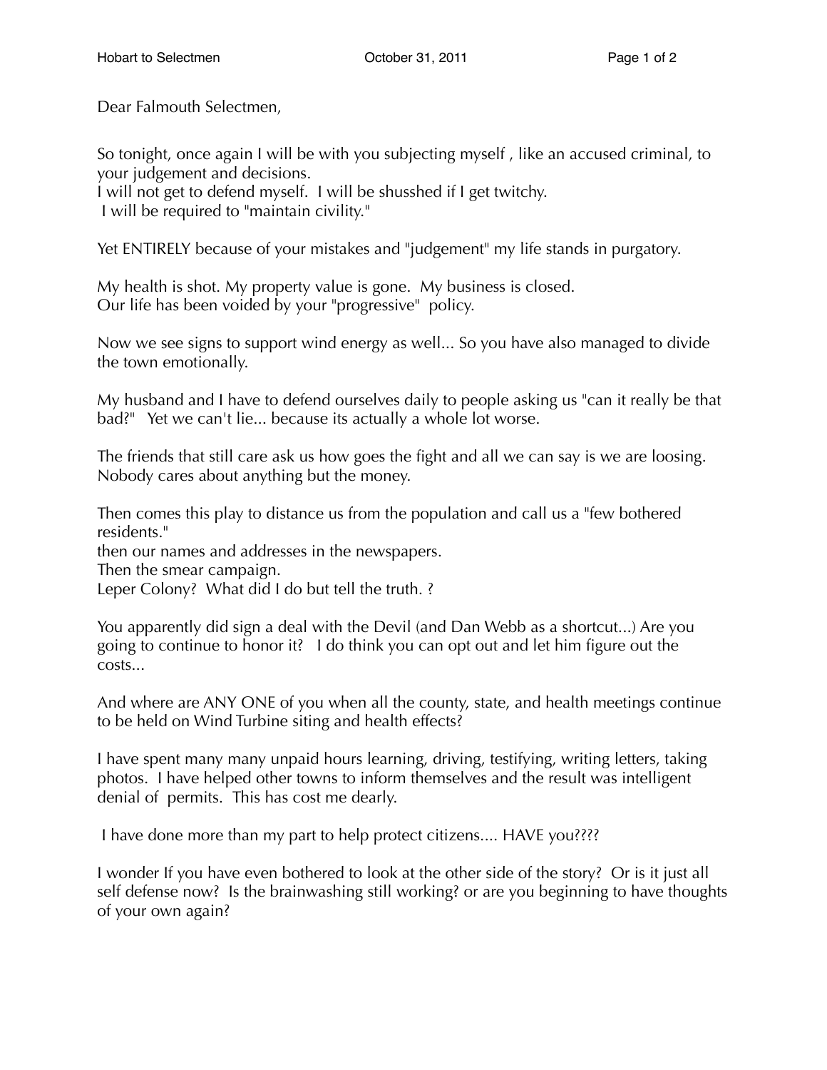Dear Falmouth Selectmen,

So tonight, once again I will be with you subjecting myself , like an accused criminal, to your judgement and decisions.
I will not get to defend myself. I will be shusshed if I get twitchy.
I will be required to "maintain civility."

Yet ENTIRELY because of your mistakes and "judgement" my life stands in purgatory.

My health is shot. My property value is gone. My business is closed.
Our life has been voided by your "progressive" policy.

Now we see signs to support wind energy as well... So you have also managed to divide the town emotionally.

My husband and I have to defend ourselves daily to people asking us "can it really be that bad?" Yet we can't lie... because its actually a whole lot worse.

The friends that still care ask us how goes the fight and all we can say is we are loosing.
Nobody cares about anything but the money.

Then comes this play to distance us from the population and call us a "few bothered residents."
then our names and addresses in the newspapers.
Then the smear campaign.
Leper Colony? What did I do but tell the truth. ?

You apparently did sign a deal with the Devil (and Dan Webb as a shortcut...) Are you going to continue to honor it? I do think you can opt out and let him figure out the costs...

And where are ANY ONE of you when all the county, state, and health meetings continue to be held on Wind Turbine siting and health effects?

I have spent many many unpaid hours learning, driving, testifying, writing letters, taking photos. I have helped other towns to inform themselves and the result was intelligent denial of permits. This has cost me dearly.

I have done more than my part to help protect citizens.... HAVE you????

I wonder If you have even bothered to look at the other side of the story? Or is it just all self defense now? Is the brainwashing still working? or are you beginning to have thoughts of your own again?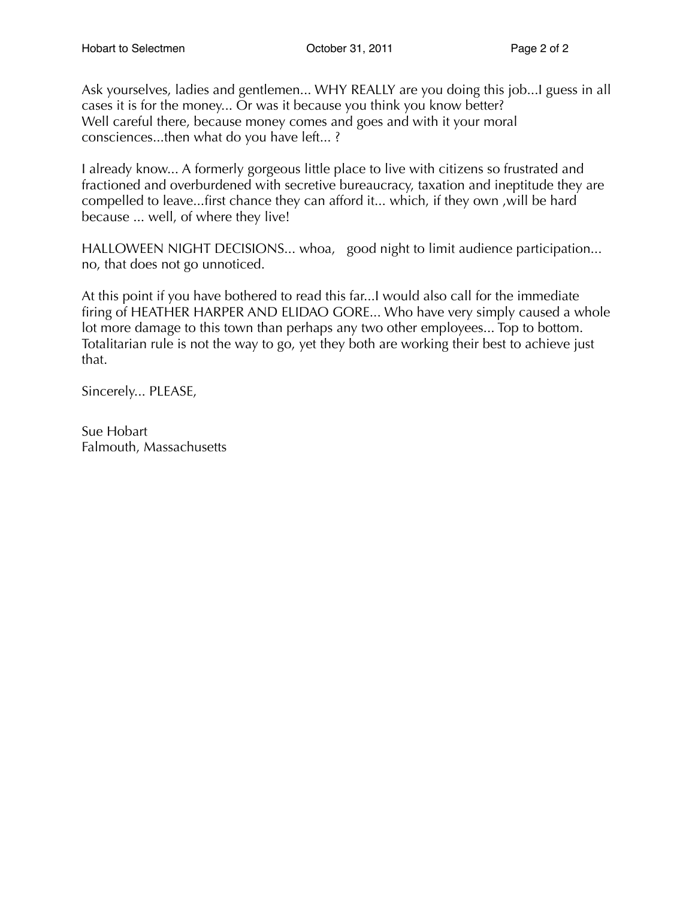Ask yourselves, ladies and gentlemen... WHY REALLY are you doing this job...I guess in all cases it is for the money... Or was it because you think you know better?
Well careful there, because money comes and goes and with it your moral consciences...then what do you have left... ?

I already know... A formerly gorgeous little place to live with citizens so frustrated and fractioned and overburdened with secretive bureaucracy, taxation and ineptitude they are compelled to leave...first chance they can afford it... which, if they own ,will be hard because ... well, of where they live!

HALLOWEEN NIGHT DECISIONS... whoa,   good night to limit audience participation... no, that does not go unnoticed.

At this point if you have bothered to read this far...I would also call for the immediate firing of HEATHER HARPER AND ELIDAO GORE... Who have very simply caused a whole lot more damage to this town than perhaps any two other employees... Top to bottom. Totalitarian rule is not the way to go, yet they both are working their best to achieve just that.

Sincerely... PLEASE,

Sue Hobart
Falmouth, Massachusetts